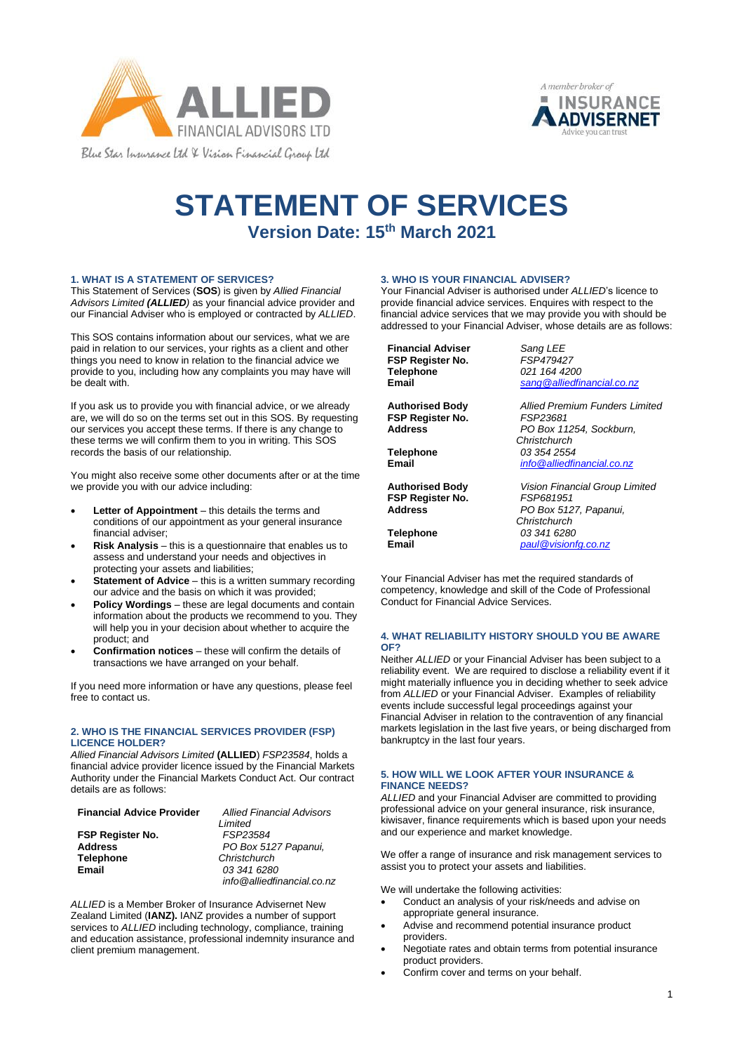Blue Star Insurance Ltd & Vision Financial Group Ltd

A member broker of INSURANCE ADVISERNET — Advice you can trust

# STATEMENT OF SERVICES

## Version Date: 15th March 2021

### 1. WHAT IS A STATEMENT OF SERVICES?

This Statement of Services (**SOS**) is given by *Allied Financial Advisors Limited **(ALLIED)*** as your financial advice provider and our Financial Adviser who is employed or contracted by *ALLIED*.

This SOS contains information about our services, what we are paid in relation to our services, your rights as a client and other things you need to know in relation to the financial advice we provide to you, including how any complaints you may have will be dealt with.

If you ask us to provide you with financial advice, or we already are, we will do so on the terms set out in this SOS. By requesting our services you accept these terms. If there is any change to these terms we will confirm them to you in writing. This SOS records the basis of our relationship.

You might also receive some other documents after or at the time we provide you with our advice including:

- **Letter of Appointment** – this details the terms and conditions of our appointment as your general insurance financial adviser;
- **Risk Analysis** – this is a questionnaire that enables us to assess and understand your needs and objectives in protecting your assets and liabilities;
- **Statement of Advice** – this is a written summary recording our advice and the basis on which it was provided;
- **Policy Wordings** – these are legal documents and contain information about the products we recommend to you. They will help you in your decision about whether to acquire the product; and
- **Confirmation notices** – these will confirm the details of transactions we have arranged on your behalf.

If you need more information or have any questions, please feel free to contact us.

### 2. WHO IS THE FINANCIAL SERVICES PROVIDER (FSP) LICENCE HOLDER?

*Allied Financial Advisors Limited* (**ALLIED**) *FSP23584*, holds a financial advice provider licence issued by the Financial Markets Authority under the Financial Markets Conduct Act. Our contract details are as follows:

| | |
|---|---|
| **Financial Advice Provider** | *Allied Financial Advisors Limited* |
| **FSP Register No.** | *FSP23584* |
| **Address** | *PO Box 5127 Papanui, Christchurch* |
| **Telephone** | *03 341 6280* |
| **Email** | *info@alliedfinancial.co.nz* |

*ALLIED* is a Member Broker of Insurance Advisernet New Zealand Limited (**IANZ).** IANZ provides a number of support services to *ALLIED* including technology, compliance, training and education assistance, professional indemnity insurance and client premium management.

### 3. WHO IS YOUR FINANCIAL ADVISER?

Your Financial Adviser is authorised under *ALLIED*'s licence to provide financial advice services. Enquires with respect to the financial advice services that we may provide you with should be addressed to your Financial Adviser, whose details are as follows:

| | |
|---|---|
| **Financial Adviser** | *Sang LEE* |
| **FSP Register No.** | *FSP479427* |
| **Telephone** | *021 164 4200* |
| **Email** | *sang@alliedfinancial.co.nz* |
| | |
| **Authorised Body** | *Allied Premium Funders Limited* |
| **FSP Register No.** | *FSP23681* |
| **Address** | *PO Box 11254, Sockburn, Christchurch* |
| **Telephone** | *03 354 2554* |
| **Email** | *info@alliedfinancial.co.nz* |
| | |
| **Authorised Body** | *Vision Financial Group Limited* |
| **FSP Register No.** | *FSP681951* |
| **Address** | *PO Box 5127, Papanui, Christchurch* |
| **Telephone** | *03 341 6280* |
| **Email** | *paul@visionfg.co.nz* |

Your Financial Adviser has met the required standards of competency, knowledge and skill of the Code of Professional Conduct for Financial Advice Services.

### 4. WHAT RELIABILITY HISTORY SHOULD YOU BE AWARE OF?

Neither *ALLIED* or your Financial Adviser has been subject to a reliability event. We are required to disclose a reliability event if it might materially influence you in deciding whether to seek advice from *ALLIED* or your Financial Adviser. Examples of reliability events include successful legal proceedings against your Financial Adviser in relation to the contravention of any financial markets legislation in the last five years, or being discharged from bankruptcy in the last four years.

### 5. HOW WILL WE LOOK AFTER YOUR INSURANCE & FINANCE NEEDS?

*ALLIED* and your Financial Adviser are committed to providing professional advice on your general insurance, risk insurance, kiwisaver, finance requirements which is based upon your needs and our experience and market knowledge.

We offer a range of insurance and risk management services to assist you to protect your assets and liabilities.

We will undertake the following activities:

- Conduct an analysis of your risk/needs and advise on appropriate general insurance.
- Advise and recommend potential insurance product providers.
- Negotiate rates and obtain terms from potential insurance product providers.
- Confirm cover and terms on your behalf.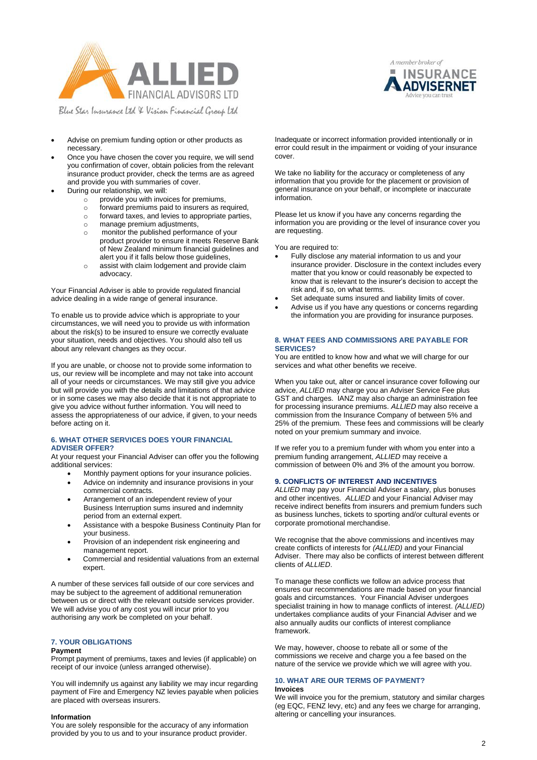- Advise on premium funding option or other products as necessary.
- Once you have chosen the cover you require, we will send you confirmation of cover, obtain policies from the relevant insurance product provider, check the terms are as agreed and provide you with summaries of cover.
- During our relationship, we will:
  - provide you with invoices for premiums,
  - forward premiums paid to insurers as required,
  - forward taxes, and levies to appropriate parties,
  - manage premium adjustments,
  - monitor the published performance of your product provider to ensure it meets Reserve Bank of New Zealand minimum financial guidelines and alert you if it falls below those guidelines,
  - assist with claim lodgement and provide claim advocacy.

Your Financial Adviser is able to provide regulated financial advice dealing in a wide range of general insurance.

To enable us to provide advice which is appropriate to your circumstances, we will need you to provide us with information about the risk(s) to be insured to ensure we correctly evaluate your situation, needs and objectives. You should also tell us about any relevant changes as they occur.

If you are unable, or choose not to provide some information to us, our review will be incomplete and may not take into account all of your needs or circumstances. We may still give you advice but will provide you with the details and limitations of that advice or in some cases we may also decide that it is not appropriate to give you advice without further information. You will need to assess the appropriateness of our advice, if given, to your needs before acting on it.

### 6. WHAT OTHER SERVICES DOES YOUR FINANCIAL ADVISER OFFER?

At your request your Financial Adviser can offer you the following additional services:

- Monthly payment options for your insurance policies.
- Advice on indemnity and insurance provisions in your commercial contracts.
- Arrangement of an independent review of your Business Interruption sums insured and indemnity period from an external expert.
- Assistance with a bespoke Business Continuity Plan for your business.
- Provision of an independent risk engineering and management report.
- Commercial and residential valuations from an external expert.

A number of these services fall outside of our core services and may be subject to the agreement of additional remuneration between us or direct with the relevant outside services provider. We will advise you of any cost you will incur prior to you authorising any work be completed on your behalf.

### 7. YOUR OBLIGATIONS

**Payment**

Prompt payment of premiums, taxes and levies (if applicable) on receipt of our invoice (unless arranged otherwise).

You will indemnify us against any liability we may incur regarding payment of Fire and Emergency NZ levies payable when policies are placed with overseas insurers.

**Information**

You are solely responsible for the accuracy of any information provided by you to us and to your insurance product provider.

Inadequate or incorrect information provided intentionally or in error could result in the impairment or voiding of your insurance cover.

We take no liability for the accuracy or completeness of any information that you provide for the placement or provision of general insurance on your behalf, or incomplete or inaccurate information.

Please let us know if you have any concerns regarding the information you are providing or the level of insurance cover you are requesting.

You are required to:

- Fully disclose any material information to us and your insurance provider. Disclosure in the context includes every matter that you know or could reasonably be expected to know that is relevant to the insurer's decision to accept the risk and, if so, on what terms.
- Set adequate sums insured and liability limits of cover.
- Advise us if you have any questions or concerns regarding the information you are providing for insurance purposes.

### 8. WHAT FEES AND COMMISSIONS ARE PAYABLE FOR SERVICES?

You are entitled to know how and what we will charge for our services and what other benefits we receive.

When you take out, alter or cancel insurance cover following our advice, *ALLIED* may charge you an Adviser Service Fee plus GST and charges. IANZ may also charge an administration fee for processing insurance premiums. *ALLIED* may also receive a commission from the Insurance Company of between 5% and 25% of the premium. These fees and commissions will be clearly noted on your premium summary and invoice.

If we refer you to a premium funder with whom you enter into a premium funding arrangement, *ALLIED* may receive a commission of between 0% and 3% of the amount you borrow.

### 9. CONFLICTS OF INTEREST AND INCENTIVES

*ALLIED* may pay your Financial Adviser a salary, plus bonuses and other incentives. *ALLIED* and your Financial Adviser may receive indirect benefits from insurers and premium funders such as business lunches, tickets to sporting and/or cultural events or corporate promotional merchandise.

We recognise that the above commissions and incentives may create conflicts of interests for *(ALLIED)* and your Financial Adviser. There may also be conflicts of interest between different clients of *ALLIED*.

To manage these conflicts we follow an advice process that ensures our recommendations are made based on your financial goals and circumstances. Your Financial Adviser undergoes specialist training in how to manage conflicts of interest. *(ALLIED)* undertakes compliance audits of your Financial Adviser and we also annually audits our conflicts of interest compliance framework.

We may, however, choose to rebate all or some of the commissions we receive and charge you a fee based on the nature of the service we provide which we will agree with you.

### 10. WHAT ARE OUR TERMS OF PAYMENT?

**Invoices**

We will invoice you for the premium, statutory and similar charges (eg EQC, FENZ levy, etc) and any fees we charge for arranging, altering or cancelling your insurances.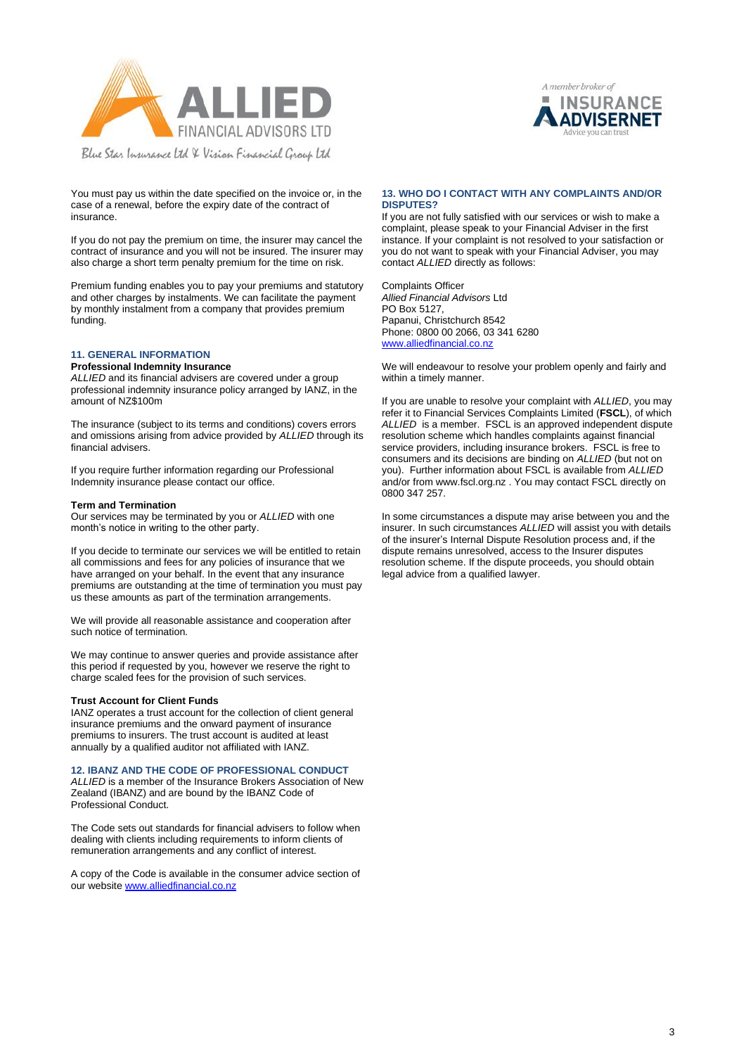You must pay us within the date specified on the invoice or, in the case of a renewal, before the expiry date of the contract of insurance.

If you do not pay the premium on time, the insurer may cancel the contract of insurance and you will not be insured. The insurer may also charge a short term penalty premium for the time on risk.

Premium funding enables you to pay your premiums and statutory and other charges by instalments. We can facilitate the payment by monthly instalment from a company that provides premium funding.

## 11. GENERAL INFORMATION

**Professional Indemnity Insurance**

*ALLIED* and its financial advisers are covered under a group professional indemnity insurance policy arranged by IANZ, in the amount of NZ$100m

The insurance (subject to its terms and conditions) covers errors and omissions arising from advice provided by *ALLIED* through its financial advisers.

If you require further information regarding our Professional Indemnity insurance please contact our office.

**Term and Termination**

Our services may be terminated by you or *ALLIED* with one month's notice in writing to the other party.

If you decide to terminate our services we will be entitled to retain all commissions and fees for any policies of insurance that we have arranged on your behalf. In the event that any insurance premiums are outstanding at the time of termination you must pay us these amounts as part of the termination arrangements.

We will provide all reasonable assistance and cooperation after such notice of termination.

We may continue to answer queries and provide assistance after this period if requested by you, however we reserve the right to charge scaled fees for the provision of such services.

**Trust Account for Client Funds**

IANZ operates a trust account for the collection of client general insurance premiums and the onward payment of insurance premiums to insurers. The trust account is audited at least annually by a qualified auditor not affiliated with IANZ.

## 12. IBANZ AND THE CODE OF PROFESSIONAL CONDUCT

*ALLIED* is a member of the Insurance Brokers Association of New Zealand (IBANZ) and are bound by the IBANZ Code of Professional Conduct.

The Code sets out standards for financial advisers to follow when dealing with clients including requirements to inform clients of remuneration arrangements and any conflict of interest.

A copy of the Code is available in the consumer advice section of our website www.alliedfinancial.co.nz

## 13. WHO DO I CONTACT WITH ANY COMPLAINTS AND/OR DISPUTES?

If you are not fully satisfied with our services or wish to make a complaint, please speak to your Financial Adviser in the first instance. If your complaint is not resolved to your satisfaction or you do not want to speak with your Financial Adviser, you may contact *ALLIED* directly as follows:

Complaints Officer
*Allied Financial Advisors* Ltd
PO Box 5127,
Papanui, Christchurch 8542
Phone: 0800 00 2066, 03 341 6280
www.alliedfinancial.co.nz

We will endeavour to resolve your problem openly and fairly and within a timely manner.

If you are unable to resolve your complaint with *ALLIED*, you may refer it to Financial Services Complaints Limited (**FSCL**), of which *ALLIED* is a member. FSCL is an approved independent dispute resolution scheme which handles complaints against financial service providers, including insurance brokers. FSCL is free to consumers and its decisions are binding on *ALLIED* (but not on you). Further information about FSCL is available from *ALLIED* and/or from www.fscl.org.nz . You may contact FSCL directly on 0800 347 257.

In some circumstances a dispute may arise between you and the insurer. In such circumstances *ALLIED* will assist you with details of the insurer's Internal Dispute Resolution process and, if the dispute remains unresolved, access to the Insurer disputes resolution scheme. If the dispute proceeds, you should obtain legal advice from a qualified lawyer.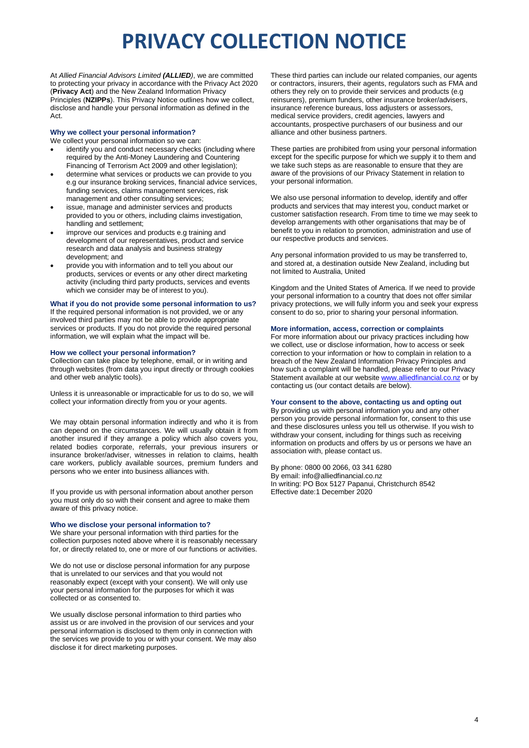# PRIVACY COLLECTION NOTICE

At *Allied Financial Advisors Limited **(ALLIED)***, we are committed to protecting your privacy in accordance with the Privacy Act 2020 (**Privacy Act**) and the New Zealand Information Privacy Principles (**NZIPPs**). This Privacy Notice outlines how we collect, disclose and handle your personal information as defined in the Act.

### Why we collect your personal information?

We collect your personal information so we can:

- identify you and conduct necessary checks (including where required by the Anti-Money Laundering and Countering Financing of Terrorism Act 2009 and other legislation);
- determine what services or products we can provide to you e.g our insurance broking services, financial advice services, funding services, claims management services, risk management and other consulting services;
- issue, manage and administer services and products provided to you or others, including claims investigation, handling and settlement;
- improve our services and products e.g training and development of our representatives, product and service research and data analysis and business strategy development; and
- provide you with information and to tell you about our products, services or events or any other direct marketing activity (including third party products, services and events which we consider may be of interest to you).

### What if you do not provide some personal information to us?

If the required personal information is not provided, we or any involved third parties may not be able to provide appropriate services or products. If you do not provide the required personal information, we will explain what the impact will be.

### How we collect your personal information?

Collection can take place by telephone, email, or in writing and through websites (from data you input directly or through cookies and other web analytic tools).

Unless it is unreasonable or impracticable for us to do so, we will collect your information directly from you or your agents.

We may obtain personal information indirectly and who it is from can depend on the circumstances. We will usually obtain it from another insured if they arrange a policy which also covers you, related bodies corporate, referrals, your previous insurers or insurance broker/adviser, witnesses in relation to claims, health care workers, publicly available sources, premium funders and persons who we enter into business alliances with.

If you provide us with personal information about another person you must only do so with their consent and agree to make them aware of this privacy notice.

### Who we disclose your personal information to?

We share your personal information with third parties for the collection purposes noted above where it is reasonably necessary for, or directly related to, one or more of our functions or activities.

We do not use or disclose personal information for any purpose that is unrelated to our services and that you would not reasonably expect (except with your consent). We will only use your personal information for the purposes for which it was collected or as consented to.

We usually disclose personal information to third parties who assist us or are involved in the provision of our services and your personal information is disclosed to them only in connection with the services we provide to you or with your consent. We may also disclose it for direct marketing purposes.

These third parties can include our related companies, our agents or contractors, insurers, their agents, regulators such as FMA and others they rely on to provide their services and products (e.g reinsurers), premium funders, other insurance broker/advisers, insurance reference bureaus, loss adjusters or assessors, medical service providers, credit agencies, lawyers and accountants, prospective purchasers of our business and our alliance and other business partners.

These parties are prohibited from using your personal information except for the specific purpose for which we supply it to them and we take such steps as are reasonable to ensure that they are aware of the provisions of our Privacy Statement in relation to your personal information.

We also use personal information to develop, identify and offer products and services that may interest you, conduct market or customer satisfaction research. From time to time we may seek to develop arrangements with other organisations that may be of benefit to you in relation to promotion, administration and use of our respective products and services.

Any personal information provided to us may be transferred to, and stored at, a destination outside New Zealand, including but not limited to Australia, United

Kingdom and the United States of America. If we need to provide your personal information to a country that does not offer similar privacy protections, we will fully inform you and seek your express consent to do so, prior to sharing your personal information.

### More information, access, correction or complaints

For more information about our privacy practices including how we collect, use or disclose information, how to access or seek correction to your information or how to complain in relation to a breach of the New Zealand Information Privacy Principles and how such a complaint will be handled, please refer to our Privacy Statement available at our website [www.alliedfinancial.co.nz](http://www.alliedfinancial.co.nz) or by contacting us (our contact details are below).

### Your consent to the above, contacting us and opting out

By providing us with personal information you and any other person you provide personal information for, consent to this use and these disclosures unless you tell us otherwise. If you wish to withdraw your consent, including for things such as receiving information on products and offers by us or persons we have an association with, please contact us.

By phone: 0800 00 2066, 03 341 6280
By email: info@alliedfinancial.co.nz
In writing: PO Box 5127 Papanui, Christchurch 8542
Effective date:1 December 2020